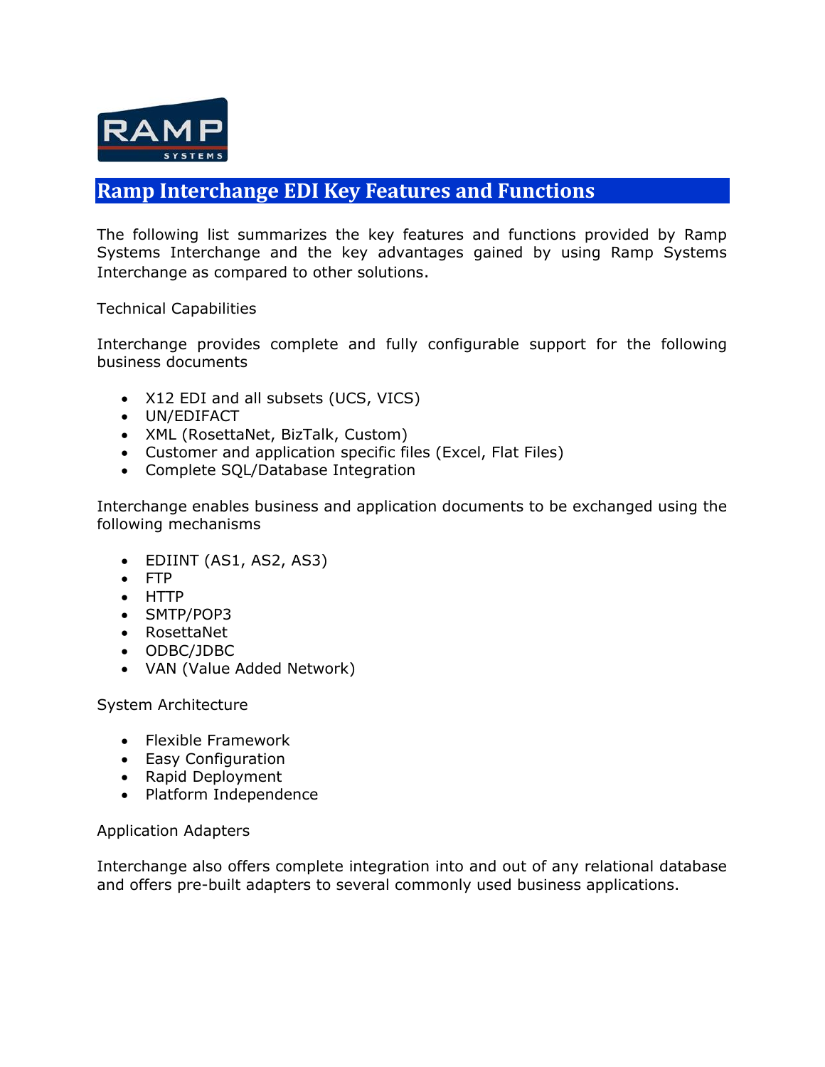# Ramp Interchange EDI Key Features and Functions

The following list summarizes the key features and functions provided by Ramp Systems Interchange and the key advantages gained by using Ramp Systems Interchange as compared to other solutions.

Technical Capabilities

Interchange provides complete and fully configurable support for the following business documents

- X12 EDI and all subsets (UCS, VICS)
- UN/EDIFACT
- XML (RosettaNet, BizTalk, Custom)
- Customer and application specific files (Excel, Flat Files)
- Complete SQL/Database Integration

Interchange enables business and application documents to be exchanged using the following mechanisms

- EDIINT (AS1, AS2, AS3)
- FTP
- HTTP
- SMTP/POP3
- RosettaNet
- ODBC/JDBC
- VAN (Value Added Network)

System Architecture

- Flexible Framework
- Easy Configuration
- Rapid Deployment
- Platform Independence

Application Adapters

Interchange also offers complete integration into and out of any relational database and offers pre-built adapters to several commonly used business applications.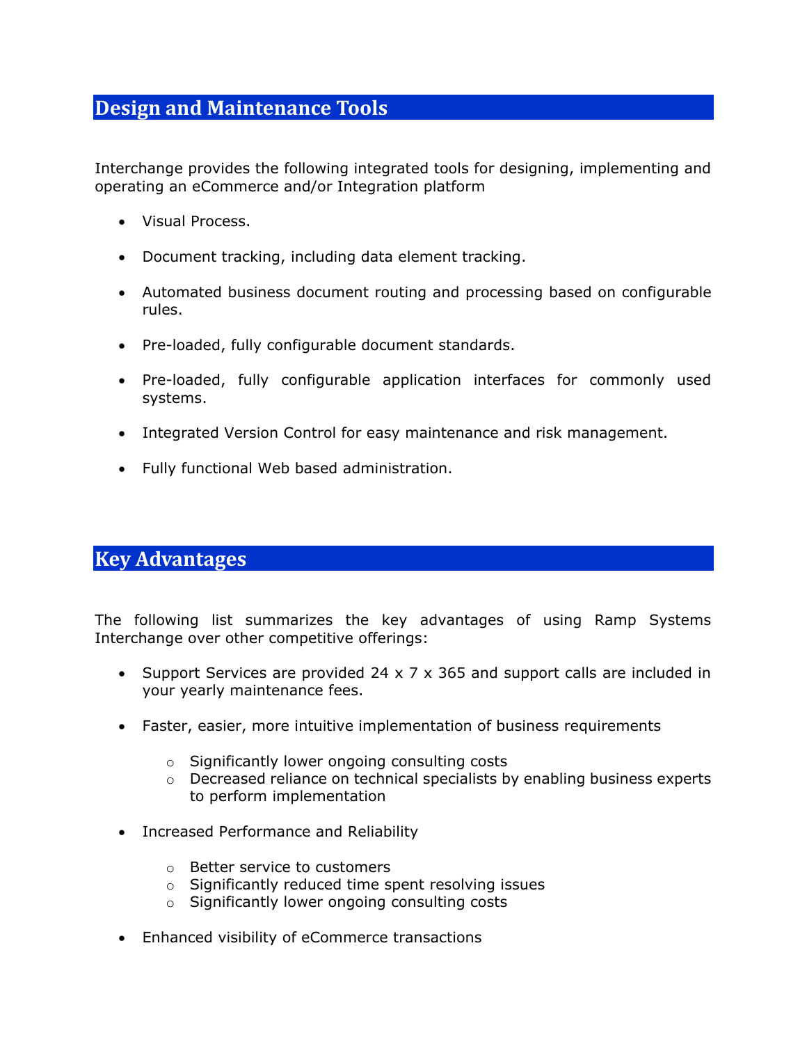## Design and Maintenance Tools

Interchange provides the following integrated tools for designing, implementing and operating an eCommerce and/or Integration platform

- Visual Process.
- Document tracking, including data element tracking.
- Automated business document routing and processing based on configurable rules.
- Pre-loaded, fully configurable document standards.
- Pre-loaded, fully configurable application interfaces for commonly used systems.
- Integrated Version Control for easy maintenance and risk management.
- Fully functional Web based administration.

## Key Advantages

The following list summarizes the key advantages of using Ramp Systems Interchange over other competitive offerings:

- Support Services are provided 24 x 7 x 365 and support calls are included in your yearly maintenance fees.
- Faster, easier, more intuitive implementation of business requirements
  - Significantly lower ongoing consulting costs
  - Decreased reliance on technical specialists by enabling business experts to perform implementation
- Increased Performance and Reliability
  - Better service to customers
  - Significantly reduced time spent resolving issues
  - Significantly lower ongoing consulting costs
- Enhanced visibility of eCommerce transactions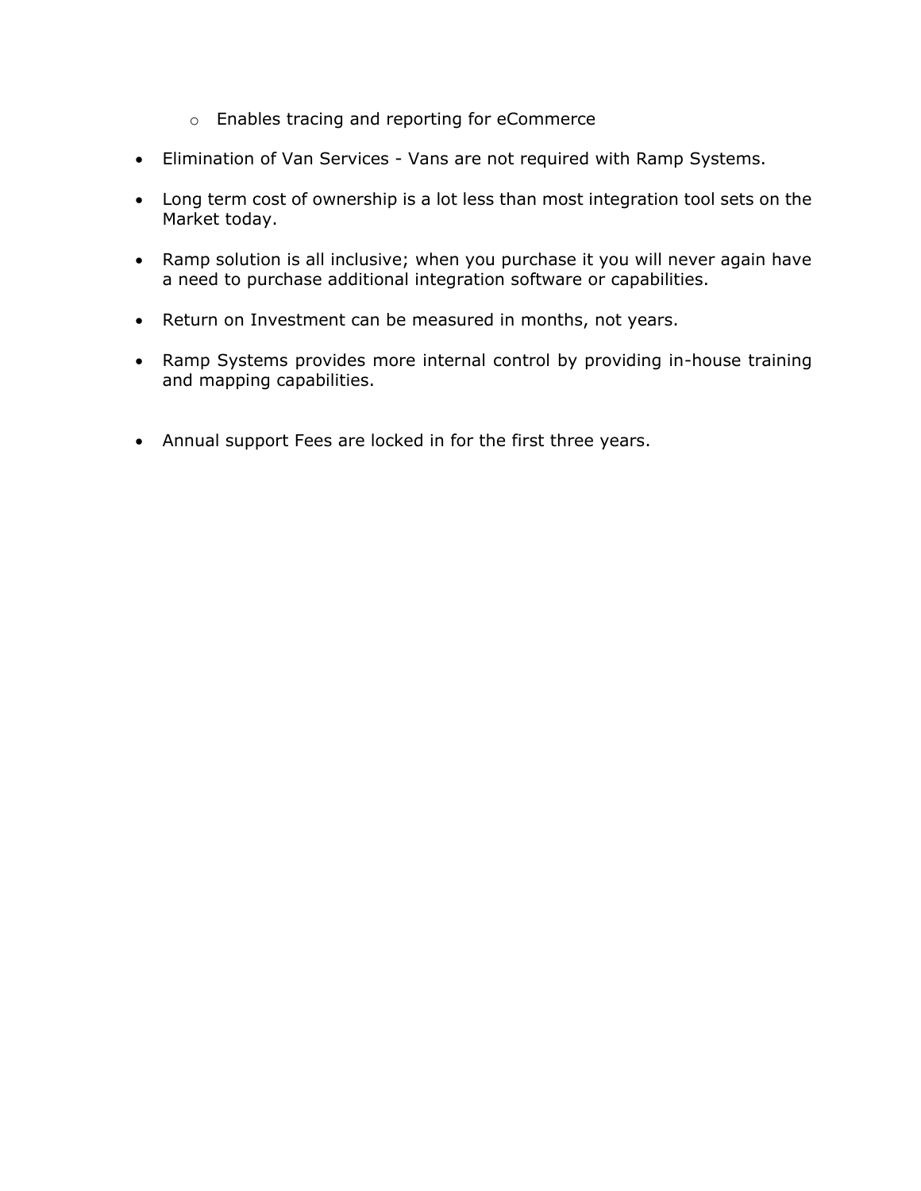- Enables tracing and reporting for eCommerce

- Elimination of Van Services - Vans are not required with Ramp Systems.

- Long term cost of ownership is a lot less than most integration tool sets on the Market today.

- Ramp solution is all inclusive; when you purchase it you will never again have a need to purchase additional integration software or capabilities.

- Return on Investment can be measured in months, not years.

- Ramp Systems provides more internal control by providing in-house training and mapping capabilities.

- Annual support Fees are locked in for the first three years.